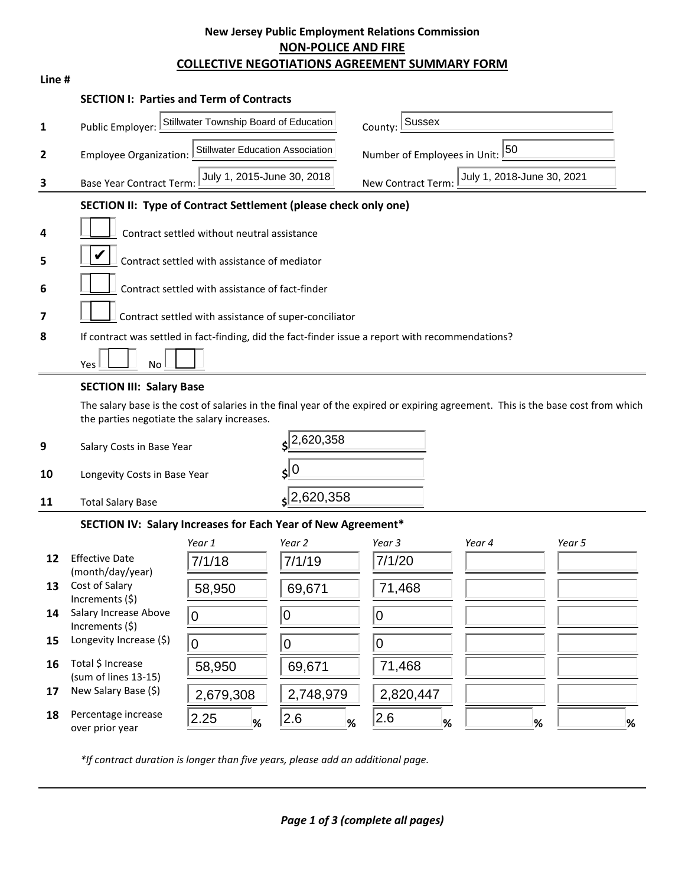# New Jersey Public Employment Relations Commission
## NON-POLICE AND FIRE
## COLLECTIVE NEGOTIATIONS AGREEMENT SUMMARY FORM

**Line #**

### SECTION I: Parties and Term of Contracts

| Line # | Field | Value | Field | Value |
|---|---|---|---|---|
| 1 | Public Employer: | Stillwater Township Board of Education | County: | Sussex |
| 2 | Employee Organization: | Stillwater Education Association | Number of Employees in Unit: | 50 |
| 3 | Base Year Contract Term: | July 1, 2015-June 30, 2018 | New Contract Term: | July 1, 2018-June 30, 2021 |

### SECTION II: Type of Contract Settlement (please check only one)

4. ☐ Contract settled without neutral assistance
5. ☑ Contract settled with assistance of mediator
6. ☐ Contract settled with assistance of fact-finder
7. ☐ Contract settled with assistance of super-conciliator
8. If contract was settled in fact-finding, did the fact-finder issue a report with recommendations?

   Yes ☐ No ☐

### SECTION III: Salary Base

The salary base is the cost of salaries in the final year of the expired or expiring agreement. This is the base cost from which the parties negotiate the salary increases.

| Line # | Item | Amount |
|---|---|---|
| 9 | Salary Costs in Base Year | $2,620,358 |
| 10 | Longevity Costs in Base Year | $0 |
| 11 | Total Salary Base | $2,620,358 |

### SECTION IV: Salary Increases for Each Year of New Agreement*

| Line # | | Year 1 | Year 2 | Year 3 | Year 4 | Year 5 |
|---|---|---|---|---|---|---|
| 12 | Effective Date (month/day/year) | 7/1/18 | 7/1/19 | 7/1/20 | | |
| 13 | Cost of Salary Increments ($) | 58,950 | 69,671 | 71,468 | | |
| 14 | Salary Increase Above Increments ($) | 0 | 0 | 0 | | |
| 15 | Longevity Increase ($) | 0 | 0 | 0 | | |
| 16 | Total $ Increase (sum of lines 13-15) | 58,950 | 69,671 | 71,468 | | |
| 17 | New Salary Base ($) | 2,679,308 | 2,748,979 | 2,820,447 | | |
| 18 | Percentage increase over prior year | 2.25 % | 2.6 % | 2.6 % | % | % |

*\*If contract duration is longer than five years, please add an additional page.*

***Page 1 of 3 (complete all pages)***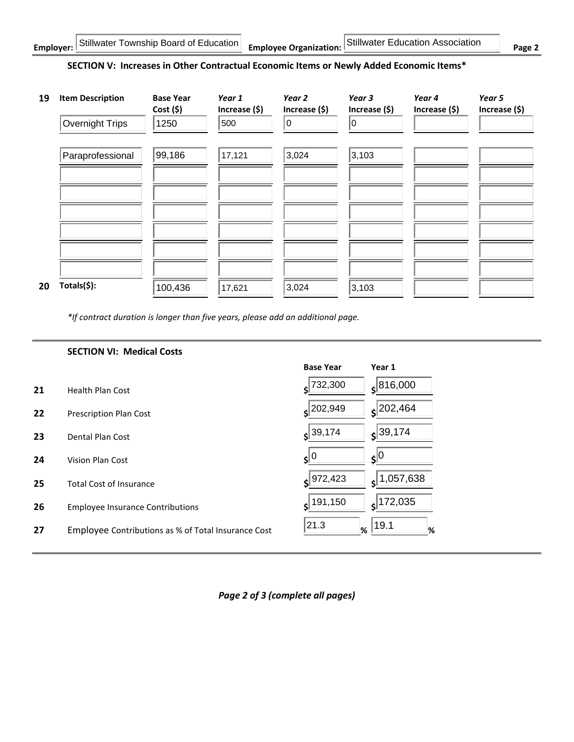**Employer:** Stillwater Township Board of Education **Employee Organization:** Stillwater Education Association

## SECTION V: Increases in Other Contractual Economic Items or Newly Added Economic Items*

| | Item Description | Base Year Cost ($) | *Year 1* Increase ($) | *Year 2* Increase ($) | *Year 3* Increase ($) | *Year 4* Increase ($) | *Year 5* Increase ($) |
|---|---|---|---|---|---|---|---|
| 19 | Overnight Trips | 1250 | 500 | 0 | 0 | | |
| | Paraprofessional | 99,186 | 17,121 | 3,024 | 3,103 | | |
| | | | | | | | |
| | | | | | | | |
| | | | | | | | |
| | | | | | | | |
| | | | | | | | |
| | | | | | | | |
| 20 | Totals($): | 100,436 | 17,621 | 3,024 | 3,103 | | |

*\*If contract duration is longer than five years, please add an additional page.*

## SECTION VI: Medical Costs

| | | Base Year | Year 1 |
|---|---|---|---|
| 21 | Health Plan Cost | $ 732,300 | $ 816,000 |
| 22 | Prescription Plan Cost | $ 202,949 | $ 202,464 |
| 23 | Dental Plan Cost | $ 39,174 | $ 39,174 |
| 24 | Vision Plan Cost | $ 0 | $ 0 |
| 25 | Total Cost of Insurance | $ 972,423 | $ 1,057,638 |
| 26 | Employee Insurance Contributions | $ 191,150 | $ 172,035 |
| 27 | Employee Contributions as % of Total Insurance Cost | 21.3 % | 19.1 % |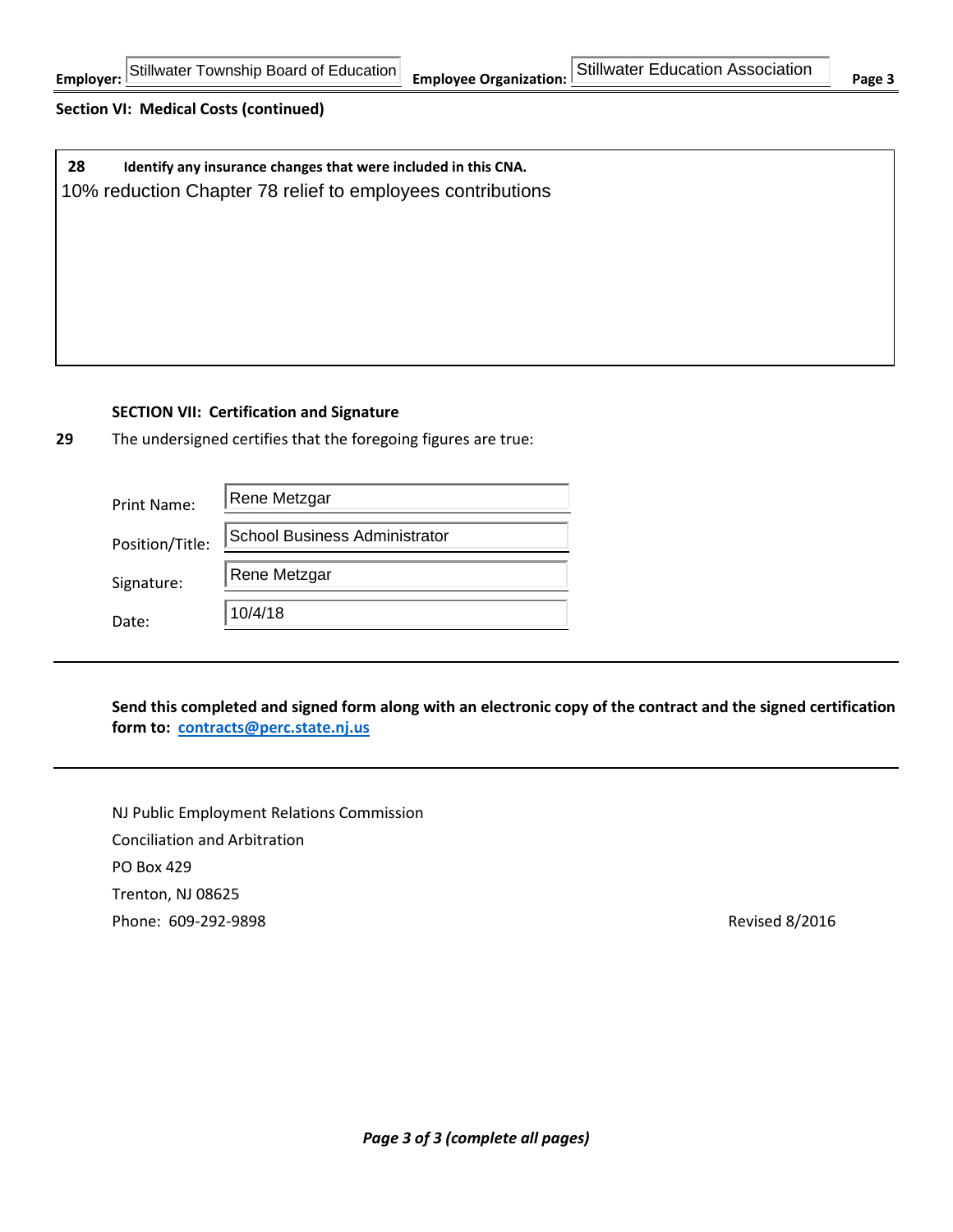Employer: Stillwater Township Board of Education  Employee Organization: Stillwater Education Association

**Section VI: Medical Costs (continued)**

**28 Identify any insurance changes that were included in this CNA.**

10% reduction Chapter 78 relief to employees contributions

**SECTION VII: Certification and Signature**

**29** The undersigned certifies that the foregoing figures are true:

| | |
|---|---|
| Print Name: | Rene Metzgar |
| Position/Title: | School Business Administrator |
| Signature: | Rene Metzgar |
| Date: | 10/4/18 |

**Send this completed and signed form along with an electronic copy of the contract and the signed certification form to: contracts@perc.state.nj.us**

NJ Public Employment Relations Commission
Conciliation and Arbitration
PO Box 429
Trenton, NJ 08625
Phone: 609-292-9898

Revised 8/2016

*Page 3 of 3 (complete all pages)*